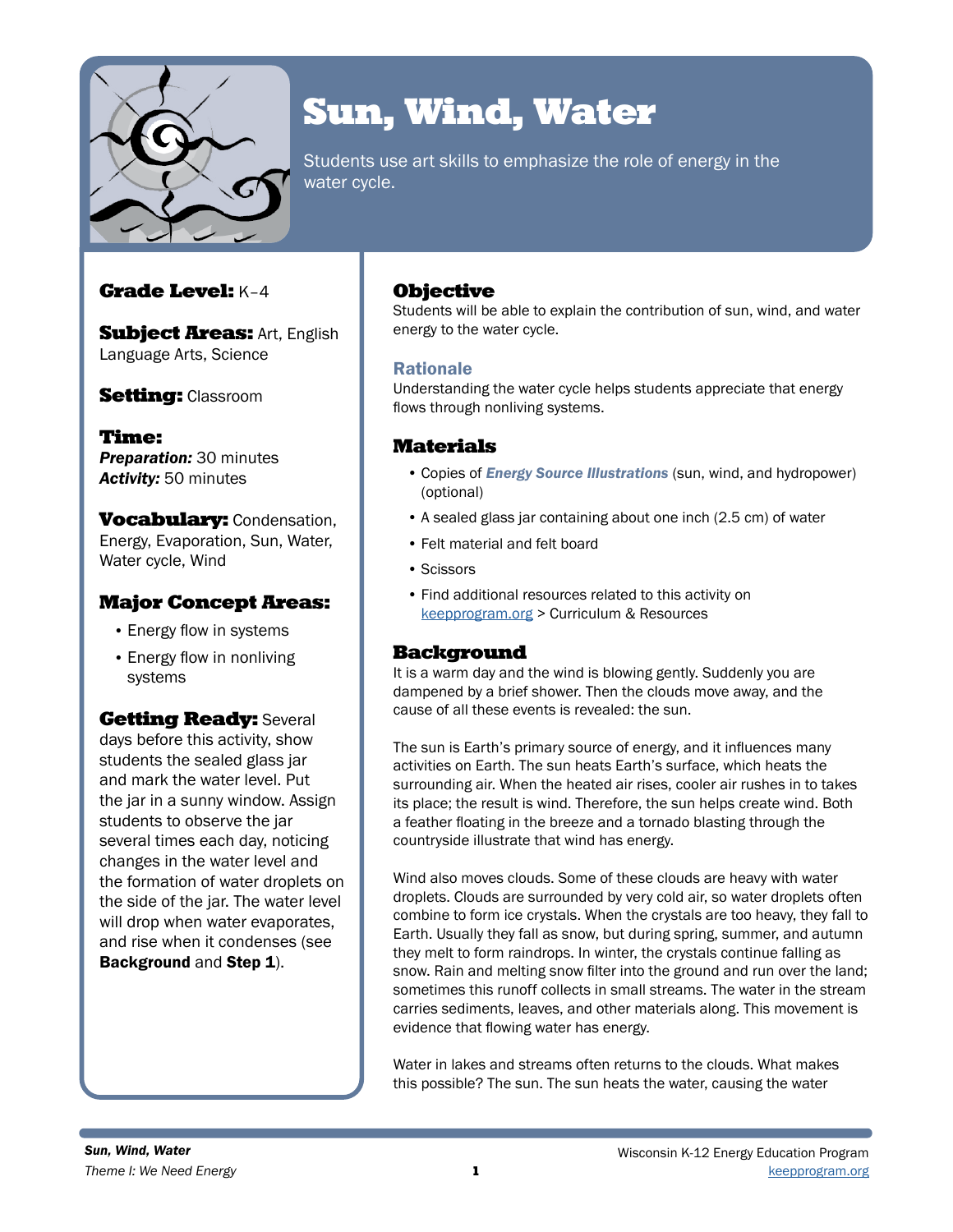# Sun, Wind, Water

Students use art skills to emphasize the role of energy in the water cycle.

**Grade Level:** K–4

**Subject Areas:** Art, English Language Arts, Science

**Setting:** Classroom

**Time:**
***Preparation:*** 30 minutes
***Activity:*** 50 minutes

**Vocabulary:** Condensation, Energy, Evaporation, Sun, Water, Water cycle, Wind

**Major Concept Areas:**

- Energy flow in systems
- Energy flow in nonliving systems

**Getting Ready:** Several days before this activity, show students the sealed glass jar and mark the water level. Put the jar in a sunny window. Assign students to observe the jar several times each day, noticing changes in the water level and the formation of water droplets on the side of the jar. The water level will drop when water evaporates, and rise when it condenses (see **Background** and **Step 1**).

## Objective

Students will be able to explain the contribution of sun, wind, and water energy to the water cycle.

### Rationale

Understanding the water cycle helps students appreciate that energy flows through nonliving systems.

## Materials

- Copies of ***Energy Source Illustrations*** (sun, wind, and hydropower) (optional)
- A sealed glass jar containing about one inch (2.5 cm) of water
- Felt material and felt board
- Scissors
- Find additional resources related to this activity on keepprogram.org > Curriculum & Resources

## Background

It is a warm day and the wind is blowing gently. Suddenly you are dampened by a brief shower. Then the clouds move away, and the cause of all these events is revealed: the sun.

The sun is Earth's primary source of energy, and it influences many activities on Earth. The sun heats Earth's surface, which heats the surrounding air. When the heated air rises, cooler air rushes in to takes its place; the result is wind. Therefore, the sun helps create wind. Both a feather floating in the breeze and a tornado blasting through the countryside illustrate that wind has energy.

Wind also moves clouds. Some of these clouds are heavy with water droplets. Clouds are surrounded by very cold air, so water droplets often combine to form ice crystals. When the crystals are too heavy, they fall to Earth. Usually they fall as snow, but during spring, summer, and autumn they melt to form raindrops. In winter, the crystals continue falling as snow. Rain and melting snow filter into the ground and run over the land; sometimes this runoff collects in small streams. The water in the stream carries sediments, leaves, and other materials along. This movement is evidence that flowing water has energy.

Water in lakes and streams often returns to the clouds. What makes this possible? The sun. The sun heats the water, causing the water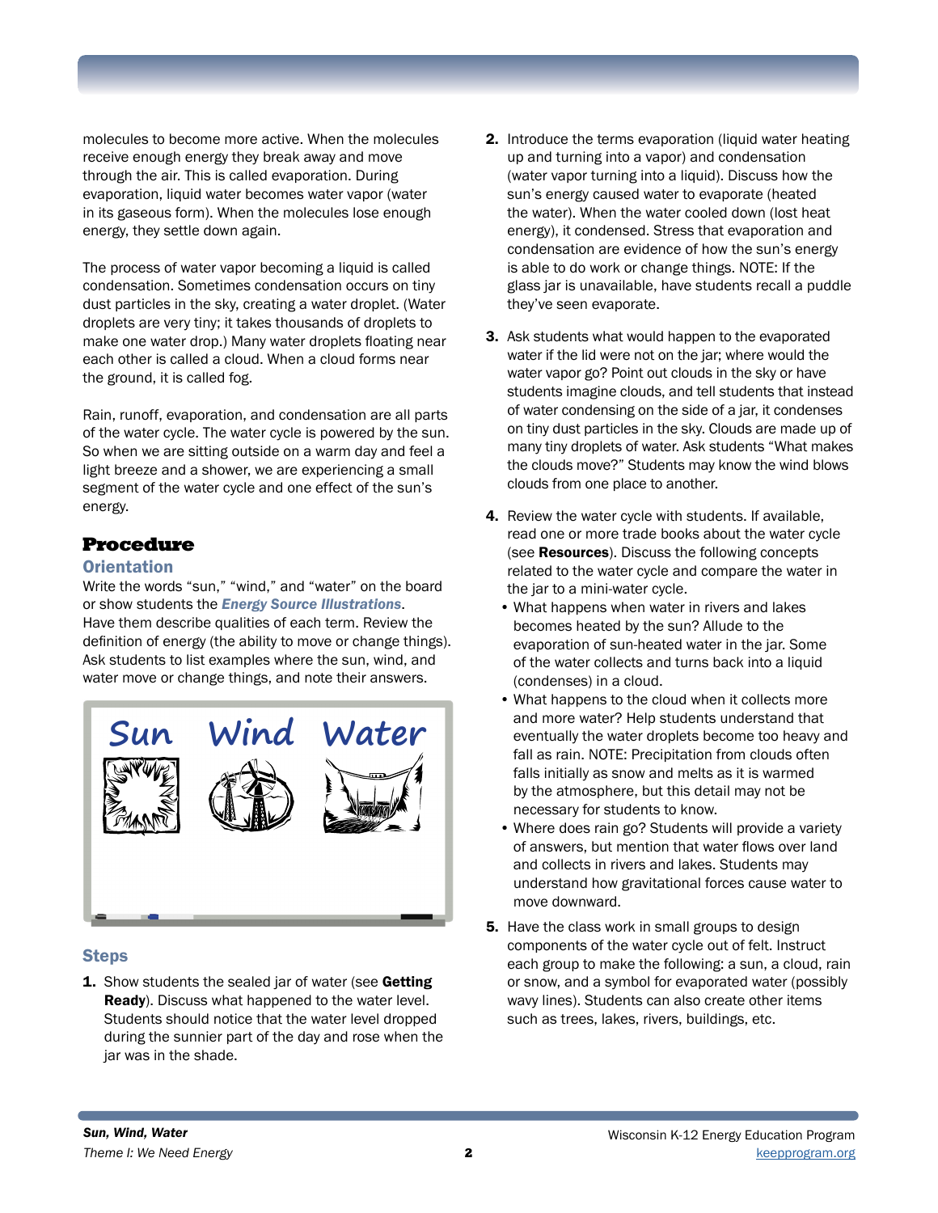molecules to become more active. When the molecules receive enough energy they break away and move through the air. This is called evaporation. During evaporation, liquid water becomes water vapor (water in its gaseous form). When the molecules lose enough energy, they settle down again.

The process of water vapor becoming a liquid is called condensation. Sometimes condensation occurs on tiny dust particles in the sky, creating a water droplet. (Water droplets are very tiny; it takes thousands of droplets to make one water drop.) Many water droplets floating near each other is called a cloud. When a cloud forms near the ground, it is called fog.

Rain, runoff, evaporation, and condensation are all parts of the water cycle. The water cycle is powered by the sun. So when we are sitting outside on a warm day and feel a light breeze and a shower, we are experiencing a small segment of the water cycle and one effect of the sun's energy.

## Procedure

### Orientation

Write the words "sun," "wind," and "water" on the board or show students the ***Energy Source Illustrations***. Have them describe qualities of each term. Review the definition of energy (the ability to move or change things). Ask students to list examples where the sun, wind, and water move or change things, and note their answers.

Sun Wind Water

### Steps

1. Show students the sealed jar of water (see **Getting Ready**). Discuss what happened to the water level. Students should notice that the water level dropped during the sunnier part of the day and rose when the jar was in the shade.
2. Introduce the terms evaporation (liquid water heating up and turning into a vapor) and condensation (water vapor turning into a liquid). Discuss how the sun's energy caused water to evaporate (heated the water). When the water cooled down (lost heat energy), it condensed. Stress that evaporation and condensation are evidence of how the sun's energy is able to do work or change things. NOTE: If the glass jar is unavailable, have students recall a puddle they've seen evaporate.
3. Ask students what would happen to the evaporated water if the lid were not on the jar; where would the water vapor go? Point out clouds in the sky or have students imagine clouds, and tell students that instead of water condensing on the side of a jar, it condenses on tiny dust particles in the sky. Clouds are made up of many tiny droplets of water. Ask students "What makes the clouds move?" Students may know the wind blows clouds from one place to another.
4. Review the water cycle with students. If available, read one or more trade books about the water cycle (see **Resources**). Discuss the following concepts related to the water cycle and compare the water in the jar to a mini-water cycle.
   - What happens when water in rivers and lakes becomes heated by the sun? Allude to the evaporation of sun-heated water in the jar. Some of the water collects and turns back into a liquid (condenses) in a cloud.
   - What happens to the cloud when it collects more and more water? Help students understand that eventually the water droplets become too heavy and fall as rain. NOTE: Precipitation from clouds often falls initially as snow and melts as it is warmed by the atmosphere, but this detail may not be necessary for students to know.
   - Where does rain go? Students will provide a variety of answers, but mention that water flows over land and collects in rivers and lakes. Students may understand how gravitational forces cause water to move downward.
5. Have the class work in small groups to design components of the water cycle out of felt. Instruct each group to make the following: a sun, a cloud, rain or snow, and a symbol for evaporated water (possibly wavy lines). Students can also create other items such as trees, lakes, rivers, buildings, etc.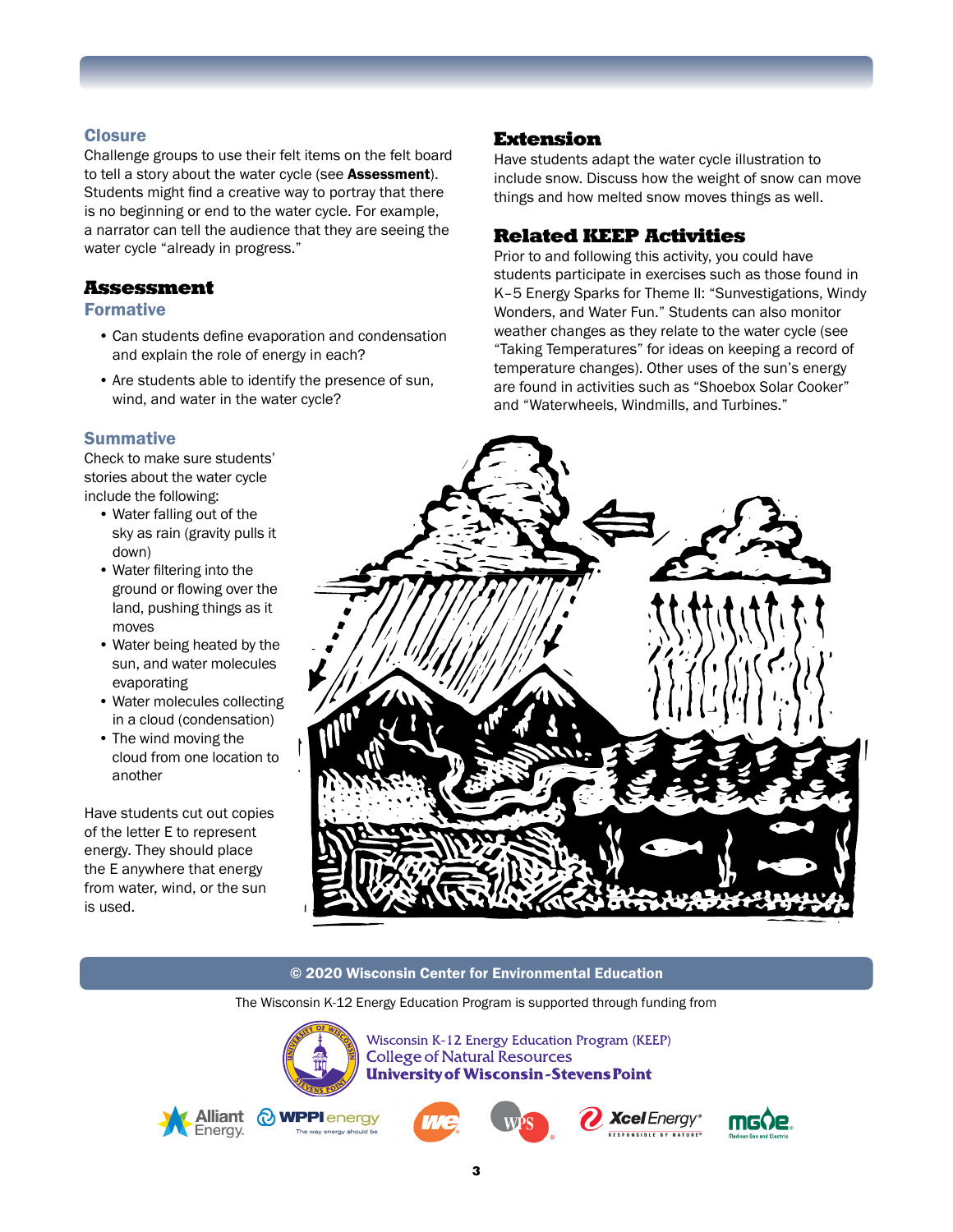### Closure

Challenge groups to use their felt items on the felt board to tell a story about the water cycle (see **Assessment**). Students might find a creative way to portray that there is no beginning or end to the water cycle. For example, a narrator can tell the audience that they are seeing the water cycle "already in progress."

## Assessment

### Formative

- Can students define evaporation and condensation and explain the role of energy in each?
- Are students able to identify the presence of sun, wind, and water in the water cycle?

### Summative

Check to make sure students' stories about the water cycle include the following:

- Water falling out of the sky as rain (gravity pulls it down)
- Water filtering into the ground or flowing over the land, pushing things as it moves
- Water being heated by the sun, and water molecules evaporating
- Water molecules collecting in a cloud (condensation)
- The wind moving the cloud from one location to another

Have students cut out copies of the letter E to represent energy. They should place the E anywhere that energy from water, wind, or the sun is used.

## Extension

Have students adapt the water cycle illustration to include snow. Discuss how the weight of snow can move things and how melted snow moves things as well.

## Related KEEP Activities

Prior to and following this activity, you could have students participate in exercises such as those found in K–5 Energy Sparks for Theme II: "Sunvestigations, Windy Wonders, and Water Fun." Students can also monitor weather changes as they relate to the water cycle (see "Taking Temperatures" for ideas on keeping a record of temperature changes). Other uses of the sun's energy are found in activities such as "Shoebox Solar Cooker" and "Waterwheels, Windmills, and Turbines."

© 2020 Wisconsin Center for Environmental Education

The Wisconsin K-12 Energy Education Program is supported through funding from

Wisconsin K-12 Energy Education Program (KEEP)
College of Natural Resources
University of Wisconsin-Stevens Point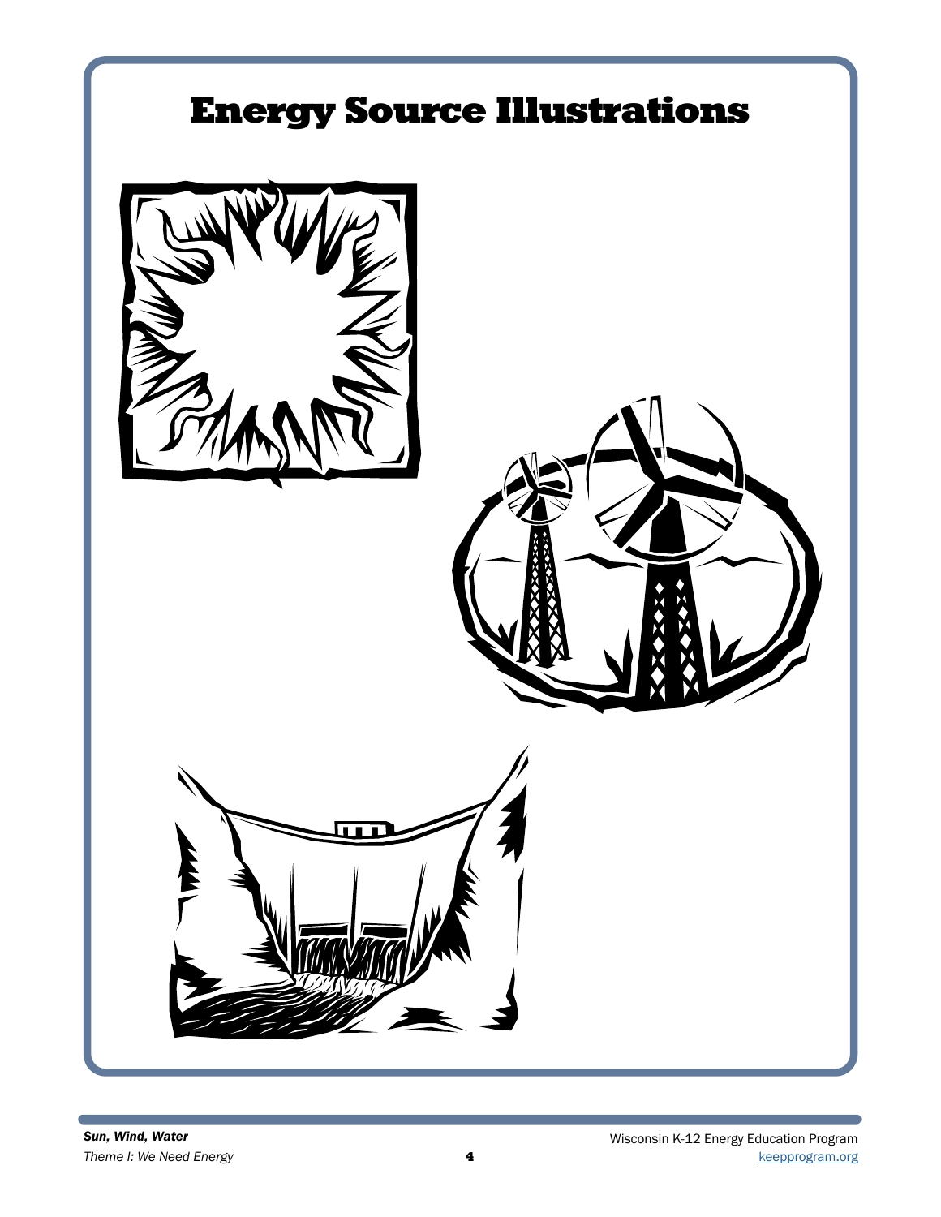# Energy Source Illustrations